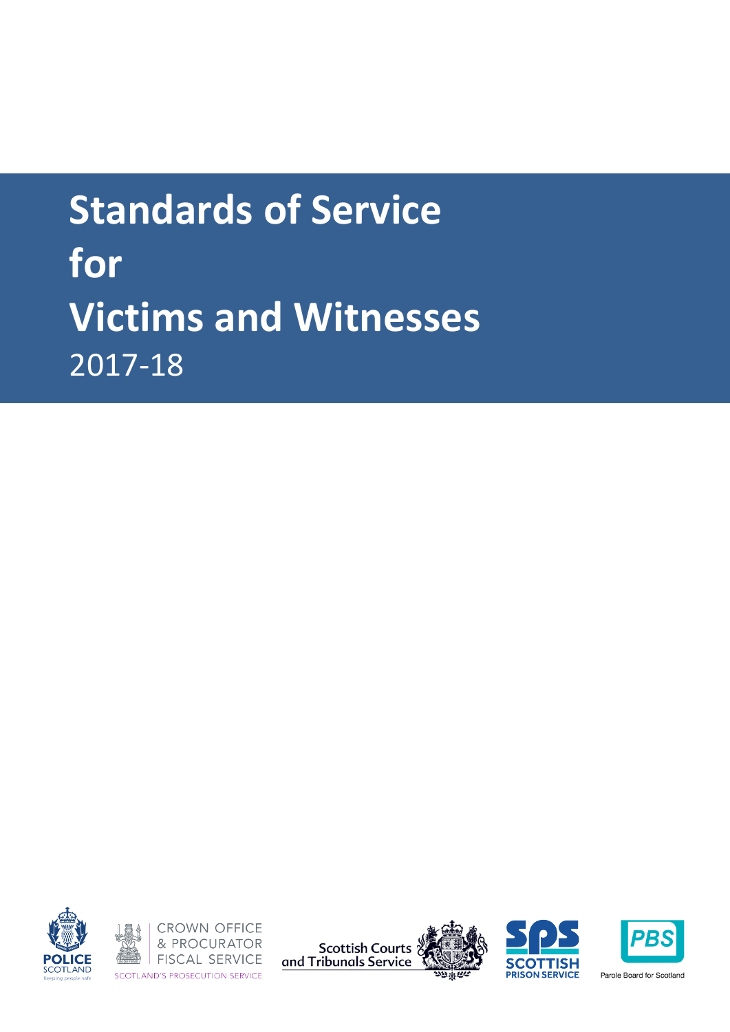# Standards of Service for Victims and Witnesses

2017-18

POLICE SCOTLAND
Keeping people safe

CROWN OFFICE & PROCURATOR FISCAL SERVICE
SCOTLAND'S PROSECUTION SERVICE

Scottish Courts and Tribunals Service

SPS SCOTTISH PRISON SERVICE

PBS Parole Board for Scotland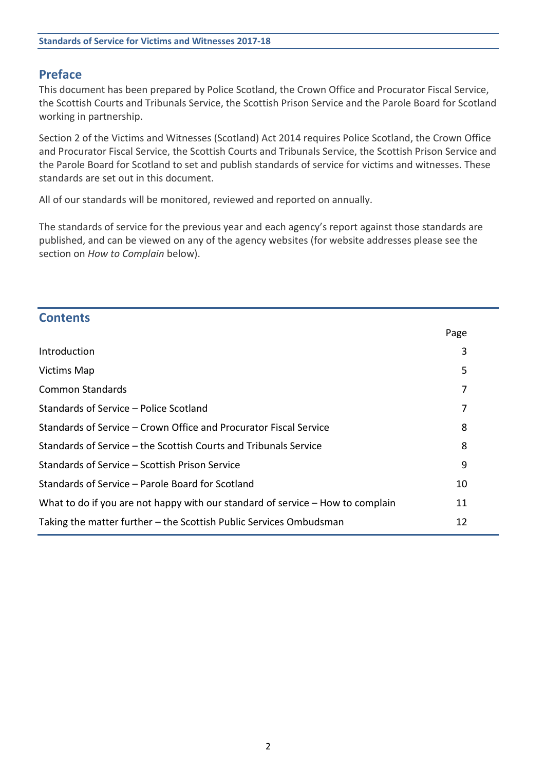## Preface

This document has been prepared by Police Scotland, the Crown Office and Procurator Fiscal Service, the Scottish Courts and Tribunals Service, the Scottish Prison Service and the Parole Board for Scotland working in partnership.

Section 2 of the Victims and Witnesses (Scotland) Act 2014 requires Police Scotland, the Crown Office and Procurator Fiscal Service, the Scottish Courts and Tribunals Service, the Scottish Prison Service and the Parole Board for Scotland to set and publish standards of service for victims and witnesses. These standards are set out in this document.

All of our standards will be monitored, reviewed and reported on annually.

The standards of service for the previous year and each agency's report against those standards are published, and can be viewed on any of the agency websites (for website addresses please see the section on *How to Complain* below).

## Contents

| | Page |
|---|---|
| Introduction | 3 |
| Victims Map | 5 |
| Common Standards | 7 |
| Standards of Service – Police Scotland | 7 |
| Standards of Service – Crown Office and Procurator Fiscal Service | 8 |
| Standards of Service – the Scottish Courts and Tribunals Service | 8 |
| Standards of Service – Scottish Prison Service | 9 |
| Standards of Service – Parole Board for Scotland | 10 |
| What to do if you are not happy with our standard of service – How to complain | 11 |
| Taking the matter further – the Scottish Public Services Ombudsman | 12 |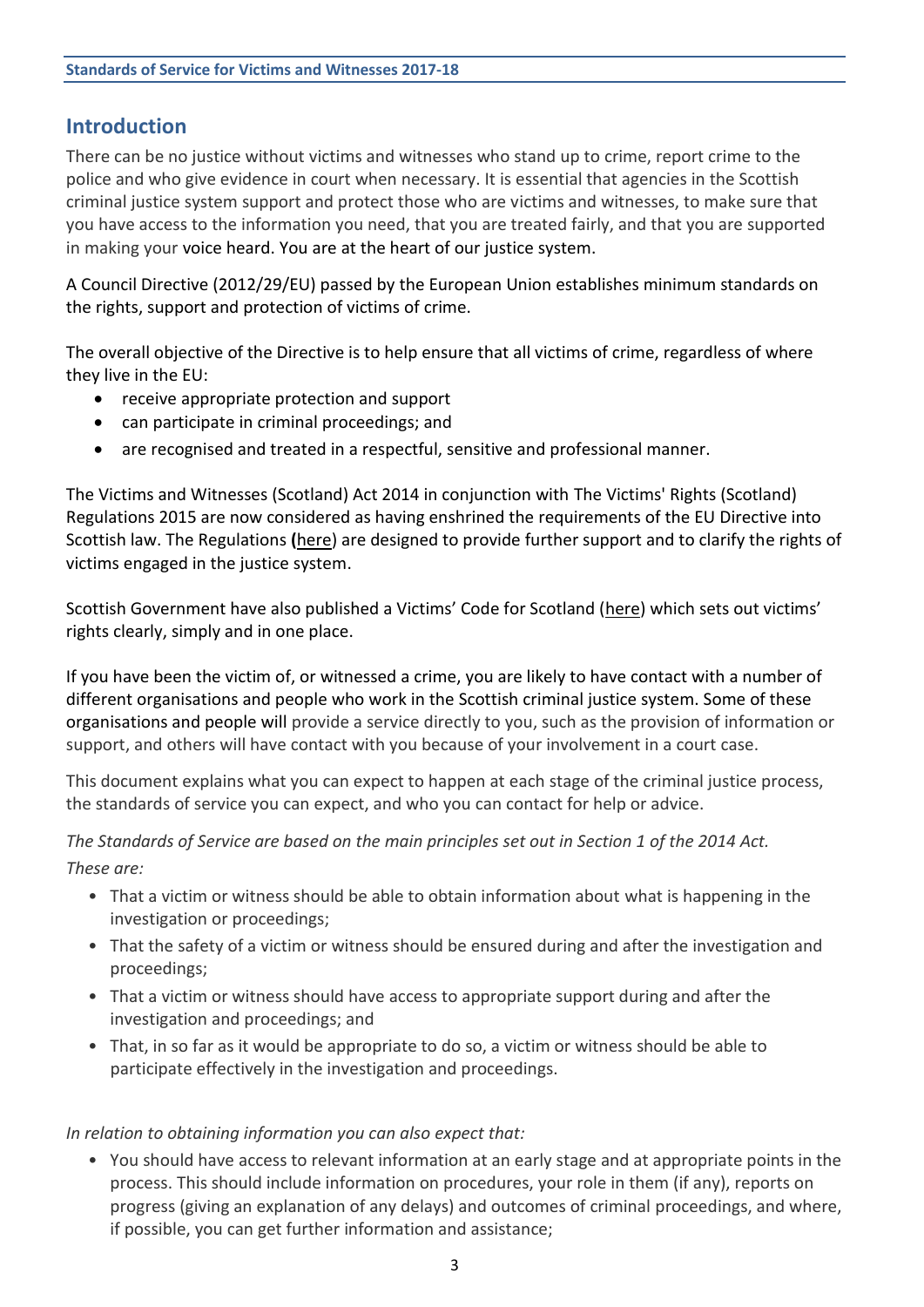## Introduction

There can be no justice without victims and witnesses who stand up to crime, report crime to the police and who give evidence in court when necessary. It is essential that agencies in the Scottish criminal justice system support and protect those who are victims and witnesses, to make sure that you have access to the information you need, that you are treated fairly, and that you are supported in making your voice heard. You are at the heart of our justice system.

A Council Directive (2012/29/EU) passed by the European Union establishes minimum standards on the rights, support and protection of victims of crime.

The overall objective of the Directive is to help ensure that all victims of crime, regardless of where they live in the EU:

- receive appropriate protection and support
- can participate in criminal proceedings; and
- are recognised and treated in a respectful, sensitive and professional manner.

The Victims and Witnesses (Scotland) Act 2014 in conjunction with The Victims' Rights (Scotland) Regulations 2015 are now considered as having enshrined the requirements of the EU Directive into Scottish law. The Regulations (here) are designed to provide further support and to clarify the rights of victims engaged in the justice system.

Scottish Government have also published a Victims' Code for Scotland (here) which sets out victims' rights clearly, simply and in one place.

If you have been the victim of, or witnessed a crime, you are likely to have contact with a number of different organisations and people who work in the Scottish criminal justice system. Some of these organisations and people will provide a service directly to you, such as the provision of information or support, and others will have contact with you because of your involvement in a court case.

This document explains what you can expect to happen at each stage of the criminal justice process, the standards of service you can expect, and who you can contact for help or advice.

*The Standards of Service are based on the main principles set out in Section 1 of the 2014 Act. These are:*

- That a victim or witness should be able to obtain information about what is happening in the investigation or proceedings;
- That the safety of a victim or witness should be ensured during and after the investigation and proceedings;
- That a victim or witness should have access to appropriate support during and after the investigation and proceedings; and
- That, in so far as it would be appropriate to do so, a victim or witness should be able to participate effectively in the investigation and proceedings.

*In relation to obtaining information you can also expect that:*

- You should have access to relevant information at an early stage and at appropriate points in the process. This should include information on procedures, your role in them (if any), reports on progress (giving an explanation of any delays) and outcomes of criminal proceedings, and where, if possible, you can get further information and assistance;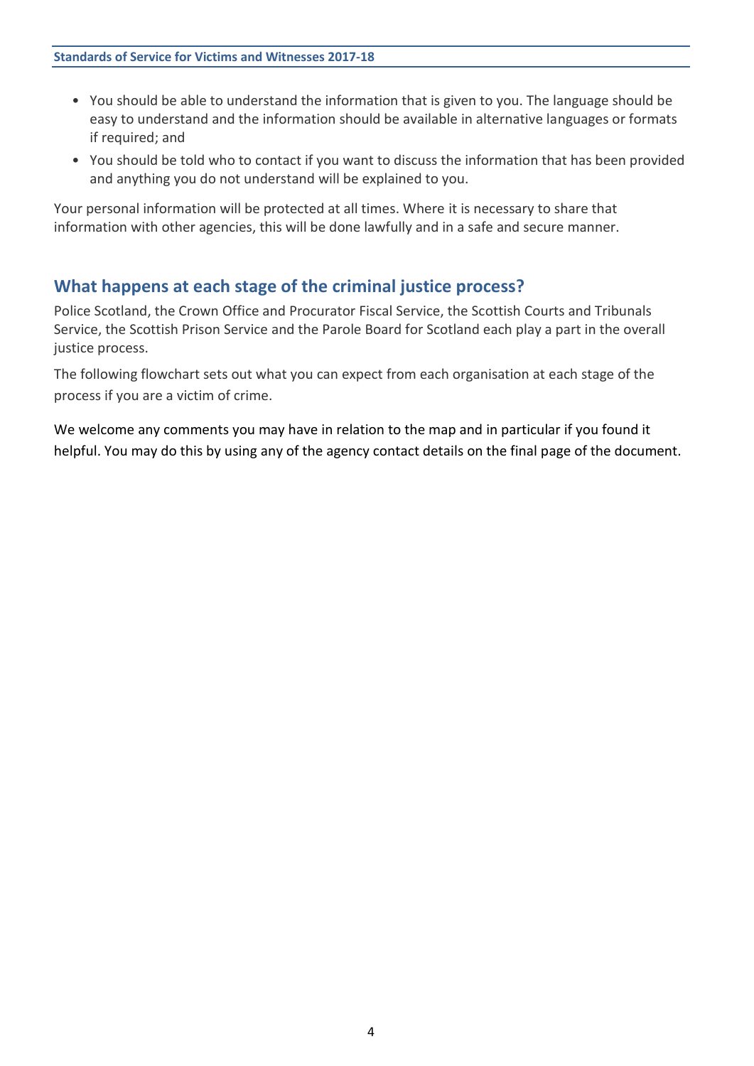- You should be able to understand the information that is given to you. The language should be easy to understand and the information should be available in alternative languages or formats if required; and
- You should be told who to contact if you want to discuss the information that has been provided and anything you do not understand will be explained to you.

Your personal information will be protected at all times. Where it is necessary to share that information with other agencies, this will be done lawfully and in a safe and secure manner.

## What happens at each stage of the criminal justice process?

Police Scotland, the Crown Office and Procurator Fiscal Service, the Scottish Courts and Tribunals Service, the Scottish Prison Service and the Parole Board for Scotland each play a part in the overall justice process.

The following flowchart sets out what you can expect from each organisation at each stage of the process if you are a victim of crime.

We welcome any comments you may have in relation to the map and in particular if you found it helpful. You may do this by using any of the agency contact details on the final page of the document.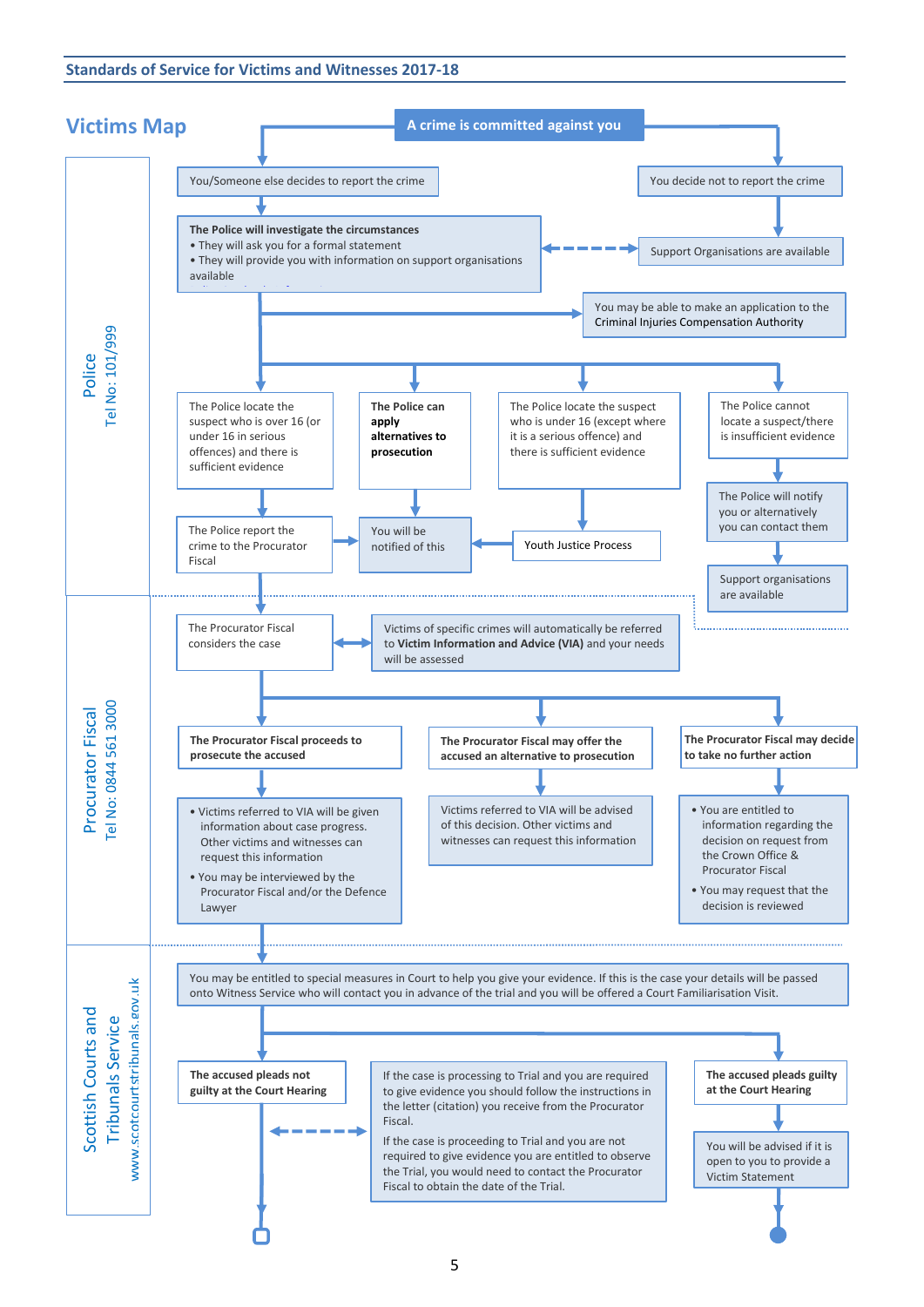# Victims Map

**A crime is committed against you**

## Police
Tel No: 101/999

- You/Someone else decides to report the crime
- You decide not to report the crime
  - Support Organisations are available

**The Police will investigate the circumstances**
- They will ask you for a formal statement
- They will provide you with information on support organisations available

Support Organisations are available

You may be able to make an application to the Criminal Injuries Compensation Authority

- The Police locate the suspect who is over 16 (or under 16 in serious offences) and there is sufficient evidence
  - The Police report the crime to the Procurator Fiscal
- **The Police can apply alternatives to prosecution**
  - You will be notified of this
- The Police locate the suspect who is under 16 (except where it is a serious offence) and there is sufficient evidence
  - Youth Justice Process
  - You will be notified of this
- The Police cannot locate a suspect/there is insufficient evidence
  - The Police will notify you or alternatively you can contact them
  - Support organisations are available

## Procurator Fiscal
Tel No: 0844 561 3000

The Procurator Fiscal considers the case

Victims of specific crimes will automatically be referred to **Victim Information and Advice (VIA)** and your needs will be assessed

**The Procurator Fiscal proceeds to prosecute the accused**
- Victims referred to VIA will be given information about case progress. Other victims and witnesses can request this information
- You may be interviewed by the Procurator Fiscal and/or the Defence Lawyer

**The Procurator Fiscal may offer the accused an alternative to prosecution**

Victims referred to VIA will be advised of this decision. Other victims and witnesses can request this information

**The Procurator Fiscal may decide to take no further action**
- You are entitled to information regarding the decision on request from the Crown Office & Procurator Fiscal
- You may request that the decision is reviewed

## Scottish Courts and Tribunals Service
www.scotcourtstribunals.gov.uk

You may be entitled to special measures in Court to help you give your evidence. If this is the case your details will be passed onto Witness Service who will contact you in advance of the trial and you will be offered a Court Familiarisation Visit.

**The accused pleads not guilty at the Court Hearing**

If the case is processing to Trial and you are required to give evidence you should follow the instructions in the letter (citation) you receive from the Procurator Fiscal.

If the case is proceeding to Trial and you are not required to give evidence you are entitled to observe the Trial, you would need to contact the Procurator Fiscal to obtain the date of the Trial.

**The accused pleads guilty at the Court Hearing**

You will be advised if it is open to you to provide a Victim Statement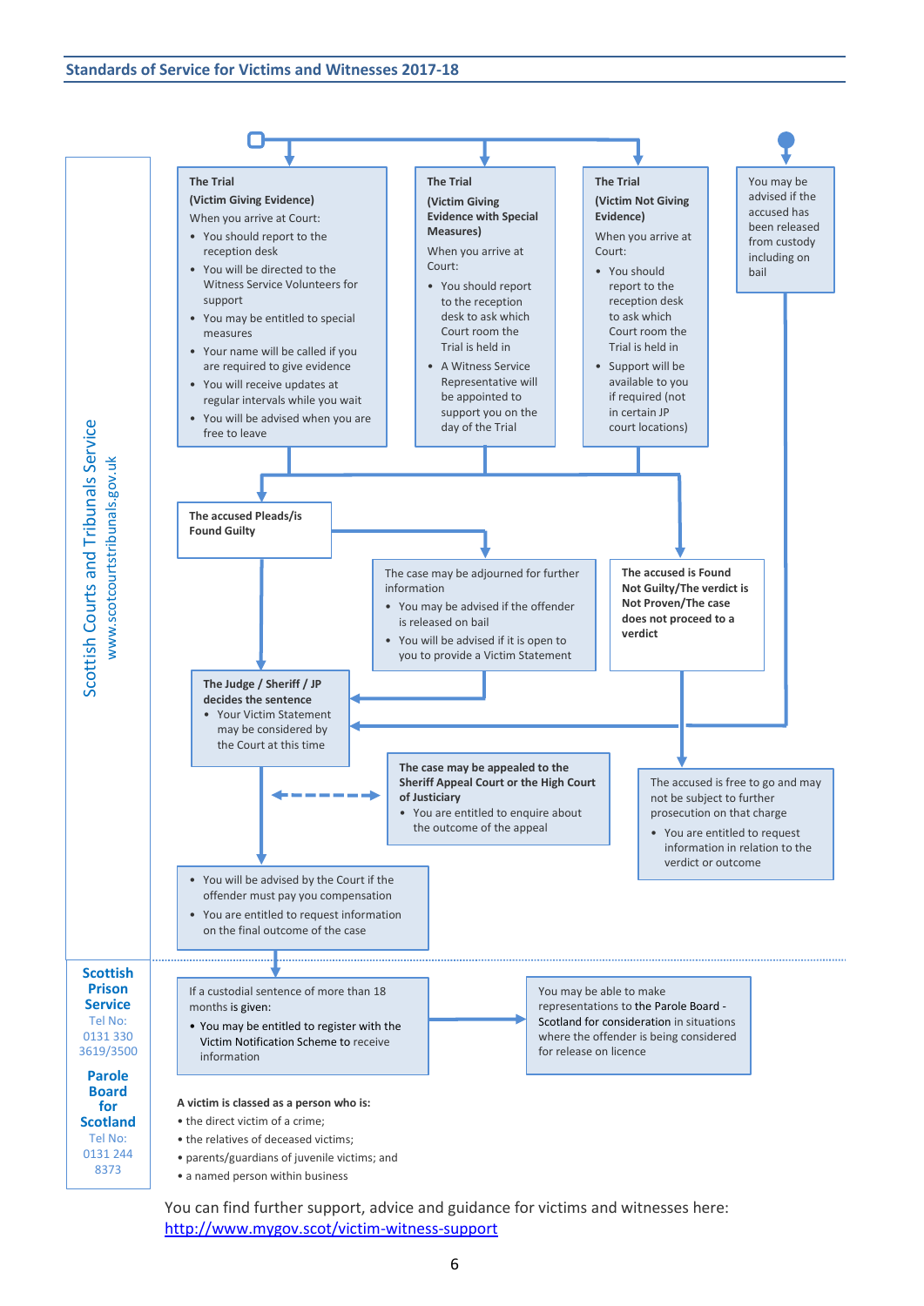**Scottish Courts and Tribunals Service**
www.scotcourtstribunals.gov.uk

**The Trial**
**(Victim Giving Evidence)**
When you arrive at Court:

- You should report to the reception desk
- You will be directed to the Witness Service Volunteers for support
- You may be entitled to special measures
- Your name will be called if you are required to give evidence
- You will receive updates at regular intervals while you wait
- You will be advised when you are free to leave

**The Trial**
**(Victim Giving Evidence with Special Measures)**
When you arrive at Court:

- You should report to the reception desk to ask which Court room the Trial is held in
- A Witness Service Representative will be appointed to support you on the day of the Trial

**The Trial**
**(Victim Not Giving Evidence)**
When you arrive at Court:

- You should report to the reception desk to ask which Court room the Trial is held in
- Support will be available to you if required (not in certain JP court locations)

You may be advised if the accused has been released from custody including on bail

**The accused Pleads/is Found Guilty**

The case may be adjourned for further information

- You may be advised if the offender is released on bail
- You will be advised if it is open to you to provide a Victim Statement

**The accused is Found Not Guilty/The verdict is Not Proven/The case does not proceed to a verdict**

**The Judge / Sheriff / JP decides the sentence**

- Your Victim Statement may be considered by the Court at this time

**The case may be appealed to the Sheriff Appeal Court or the High Court of Justiciary**

- You are entitled to enquire about the outcome of the appeal

The accused is free to go and may not be subject to further prosecution on that charge

- You are entitled to request information in relation to the verdict or outcome

- You will be advised by the Court if the offender must pay you compensation
- You are entitled to request information on the final outcome of the case

**Scottish Prison Service**
Tel No: 0131 330 3619/3500

**Parole Board for Scotland**
Tel No: 0131 244 8373

If a custodial sentence of more than 18 months is given:

- You may be entitled to register with the Victim Notification Scheme to receive information

You may be able to make representations to the Parole Board - Scotland for consideration in situations where the offender is being considered for release on licence

**A victim is classed as a person who is:**

- the direct victim of a crime;
- the relatives of deceased victims;
- parents/guardians of juvenile victims; and
- a named person within business

You can find further support, advice and guidance for victims and witnesses here:
http://www.mygov.scot/victim-witness-support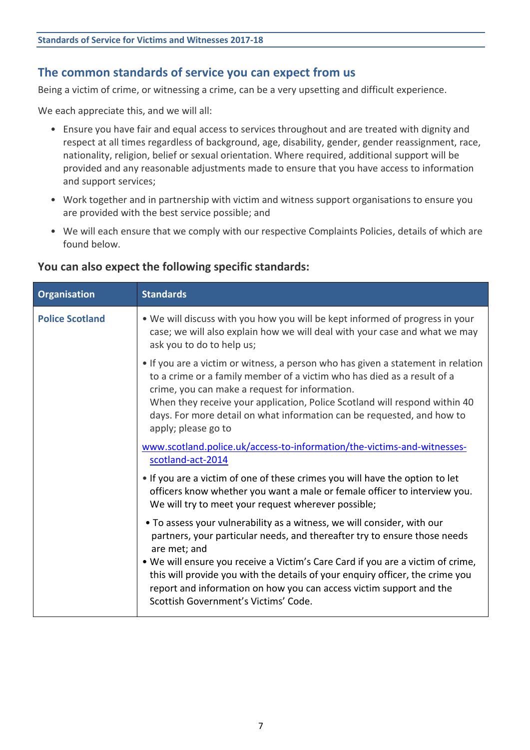## The common standards of service you can expect from us

Being a victim of crime, or witnessing a crime, can be a very upsetting and difficult experience.

We each appreciate this, and we will all:

- Ensure you have fair and equal access to services throughout and are treated with dignity and respect at all times regardless of background, age, disability, gender, gender reassignment, race, nationality, religion, belief or sexual orientation. Where required, additional support will be provided and any reasonable adjustments made to ensure that you have access to information and support services;
- Work together and in partnership with victim and witness support organisations to ensure you are provided with the best service possible; and
- We will each ensure that we comply with our respective Complaints Policies, details of which are found below.

### You can also expect the following specific standards:

| Organisation | Standards |
| --- | --- |
| **Police Scotland** | • We will discuss with you how you will be kept informed of progress in your case; we will also explain how we will deal with your case and what we may ask you to do to help us;<br><br>• If you are a victim or witness, a person who has given a statement in relation to a crime or a family member of a victim who has died as a result of a crime, you can make a request for information.<br>When they receive your application, Police Scotland will respond within 40 days. For more detail on what information can be requested, and how to apply; please go to<br><br>www.scotland.police.uk/access-to-information/the-victims-and-witnesses-scotland-act-2014<br><br>• If you are a victim of one of these crimes you will have the option to let officers know whether you want a male or female officer to interview you. We will try to meet your request wherever possible;<br><br>• To assess your vulnerability as a witness, we will consider, with our partners, your particular needs, and thereafter try to ensure those needs are met; and<br>• We will ensure you receive a Victim's Care Card if you are a victim of crime, this will provide you with the details of your enquiry officer, the crime you report and information on how you can access victim support and the Scottish Government's Victims' Code. |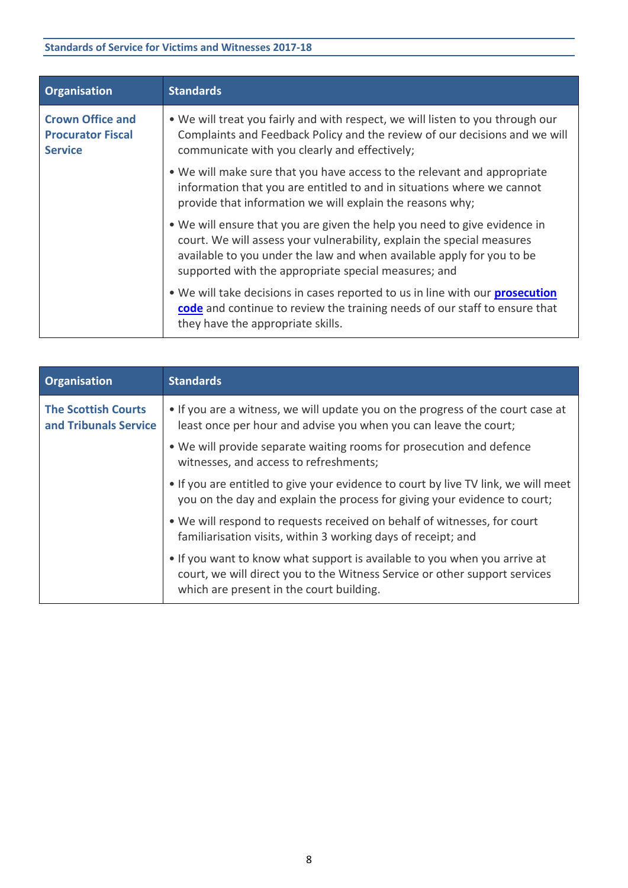| Organisation | Standards |
|---|---|
| **Crown Office and Procurator Fiscal Service** | • We will treat you fairly and with respect, we will listen to you through our Complaints and Feedback Policy and the review of our decisions and we will communicate with you clearly and effectively;<br><br>• We will make sure that you have access to the relevant and appropriate information that you are entitled to and in situations where we cannot provide that information we will explain the reasons why;<br><br>• We will ensure that you are given the help you need to give evidence in court. We will assess your vulnerability, explain the special measures available to you under the law and when available apply for you to be supported with the appropriate special measures; and<br><br>• We will take decisions in cases reported to us in line with our **prosecution code** and continue to review the training needs of our staff to ensure that they have the appropriate skills. |

| Organisation | Standards |
|---|---|
| **The Scottish Courts and Tribunals Service** | • If you are a witness, we will update you on the progress of the court case at least once per hour and advise you when you can leave the court;<br><br>• We will provide separate waiting rooms for prosecution and defence witnesses, and access to refreshments;<br><br>• If you are entitled to give your evidence to court by live TV link, we will meet you on the day and explain the process for giving your evidence to court;<br><br>• We will respond to requests received on behalf of witnesses, for court familiarisation visits, within 3 working days of receipt; and<br><br>• If you want to know what support is available to you when you arrive at court, we will direct you to the Witness Service or other support services which are present in the court building. |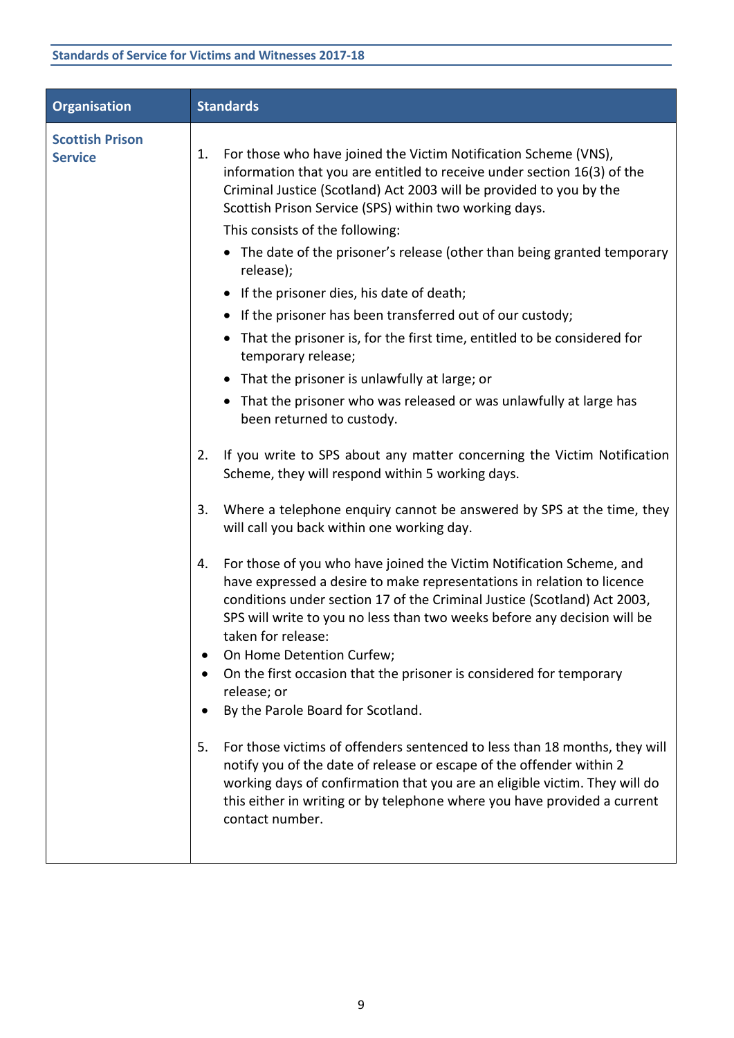| Organisation | Standards |
| --- | --- |
| **Scottish Prison Service** | 1. For those who have joined the Victim Notification Scheme (VNS), information that you are entitled to receive under section 16(3) of the Criminal Justice (Scotland) Act 2003 will be provided to you by the Scottish Prison Service (SPS) within two working days.<br>This consists of the following:<br>• The date of the prisoner's release (other than being granted temporary release);<br>• If the prisoner dies, his date of death;<br>• If the prisoner has been transferred out of our custody;<br>• That the prisoner is, for the first time, entitled to be considered for temporary release;<br>• That the prisoner is unlawfully at large; or<br>• That the prisoner who was released or was unlawfully at large has been returned to custody.<br><br>2. If you write to SPS about any matter concerning the Victim Notification Scheme, they will respond within 5 working days.<br><br>3. Where a telephone enquiry cannot be answered by SPS at the time, they will call you back within one working day.<br><br>4. For those of you who have joined the Victim Notification Scheme, and have expressed a desire to make representations in relation to licence conditions under section 17 of the Criminal Justice (Scotland) Act 2003, SPS will write to you no less than two weeks before any decision will be taken for release:<br>• On Home Detention Curfew;<br>• On the first occasion that the prisoner is considered for temporary release; or<br>• By the Parole Board for Scotland.<br><br>5. For those victims of offenders sentenced to less than 18 months, they will notify you of the date of release or escape of the offender within 2 working days of confirmation that you are an eligible victim. They will do this either in writing or by telephone where you have provided a current contact number. |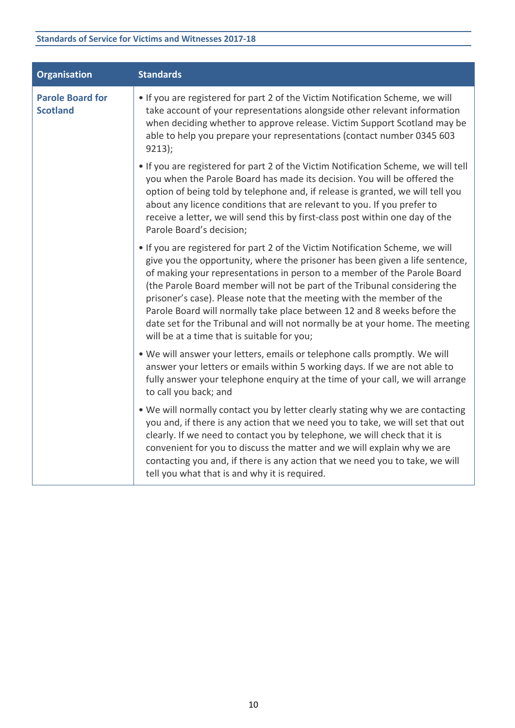| Organisation | Standards |
|---|---|
| **Parole Board for Scotland** | • If you are registered for part 2 of the Victim Notification Scheme, we will take account of your representations alongside other relevant information when deciding whether to approve release. Victim Support Scotland may be able to help you prepare your representations (contact number 0345 603 9213);<br><br>• If you are registered for part 2 of the Victim Notification Scheme, we will tell you when the Parole Board has made its decision. You will be offered the option of being told by telephone and, if release is granted, we will tell you about any licence conditions that are relevant to you. If you prefer to receive a letter, we will send this by first-class post within one day of the Parole Board's decision;<br><br>• If you are registered for part 2 of the Victim Notification Scheme, we will give you the opportunity, where the prisoner has been given a life sentence, of making your representations in person to a member of the Parole Board (the Parole Board member will not be part of the Tribunal considering the prisoner's case). Please note that the meeting with the member of the Parole Board will normally take place between 12 and 8 weeks before the date set for the Tribunal and will not normally be at your home. The meeting will be at a time that is suitable for you;<br><br>• We will answer your letters, emails or telephone calls promptly. We will answer your letters or emails within 5 working days. If we are not able to fully answer your telephone enquiry at the time of your call, we will arrange to call you back; and<br><br>• We will normally contact you by letter clearly stating why we are contacting you and, if there is any action that we need you to take, we will set that out clearly. If we need to contact you by telephone, we will check that it is convenient for you to discuss the matter and we will explain why we are contacting you and, if there is any action that we need you to take, we will tell you what that is and why it is required. |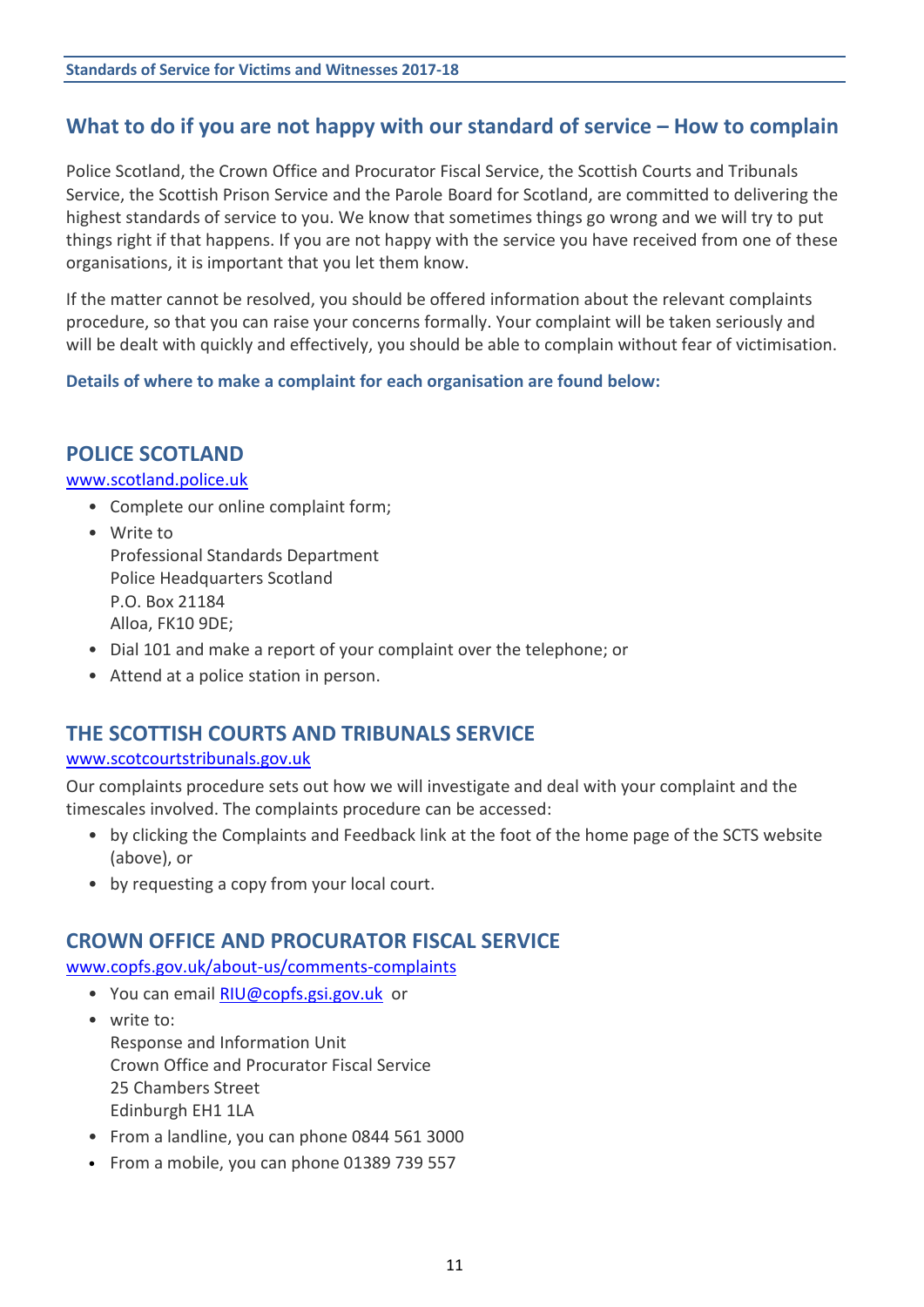## What to do if you are not happy with our standard of service – How to complain

Police Scotland, the Crown Office and Procurator Fiscal Service, the Scottish Courts and Tribunals Service, the Scottish Prison Service and the Parole Board for Scotland, are committed to delivering the highest standards of service to you. We know that sometimes things go wrong and we will try to put things right if that happens. If you are not happy with the service you have received from one of these organisations, it is important that you let them know.

If the matter cannot be resolved, you should be offered information about the relevant complaints procedure, so that you can raise your concerns formally. Your complaint will be taken seriously and will be dealt with quickly and effectively, you should be able to complain without fear of victimisation.

**Details of where to make a complaint for each organisation are found below:**

### POLICE SCOTLAND

www.scotland.police.uk

- Complete our online complaint form;
- Write to
  Professional Standards Department
  Police Headquarters Scotland
  P.O. Box 21184
  Alloa, FK10 9DE;
- Dial 101 and make a report of your complaint over the telephone; or
- Attend at a police station in person.

### THE SCOTTISH COURTS AND TRIBUNALS SERVICE

www.scotcourtstribunals.gov.uk

Our complaints procedure sets out how we will investigate and deal with your complaint and the timescales involved. The complaints procedure can be accessed:

- by clicking the Complaints and Feedback link at the foot of the home page of the SCTS website (above), or
- by requesting a copy from your local court.

### CROWN OFFICE AND PROCURATOR FISCAL SERVICE

www.copfs.gov.uk/about-us/comments-complaints

- You can email RIU@copfs.gsi.gov.uk or
- write to:
  Response and Information Unit
  Crown Office and Procurator Fiscal Service
  25 Chambers Street
  Edinburgh EH1 1LA
- From a landline, you can phone 0844 561 3000
- From a mobile, you can phone 01389 739 557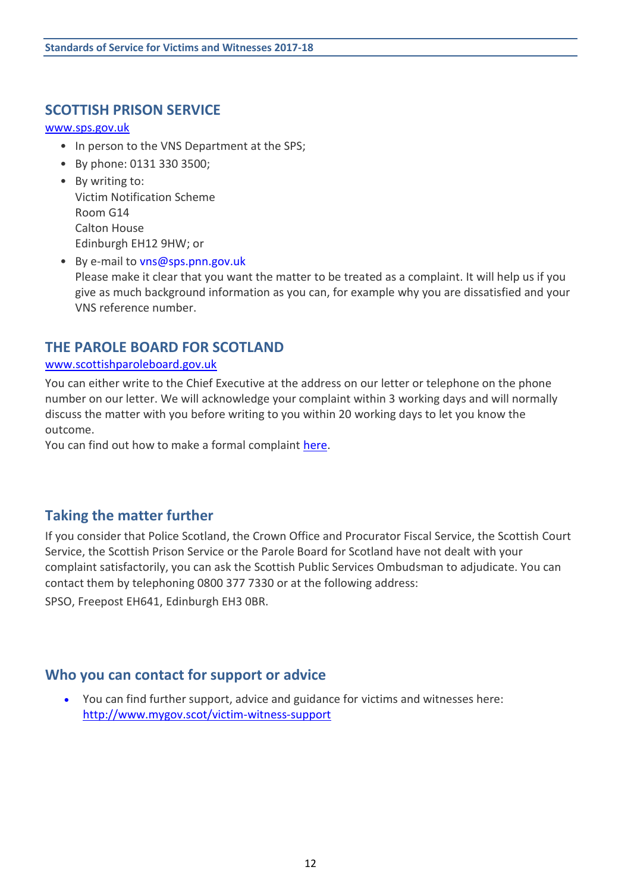## SCOTTISH PRISON SERVICE

[www.sps.gov.uk](http://www.sps.gov.uk)

- In person to the VNS Department at the SPS;
- By phone: 0131 330 3500;
- By writing to:
  Victim Notification Scheme
  Room G14
  Calton House
  Edinburgh EH12 9HW; or
- By e-mail to vns@sps.pnn.gov.uk
  Please make it clear that you want the matter to be treated as a complaint. It will help us if you give as much background information as you can, for example why you are dissatisfied and your VNS reference number.

## THE PAROLE BOARD FOR SCOTLAND

[www.scottishparoleboard.gov.uk](http://www.scottishparoleboard.gov.uk)

You can either write to the Chief Executive at the address on our letter or telephone on the phone number on our letter. We will acknowledge your complaint within 3 working days and will normally discuss the matter with you before writing to you within 20 working days to let you know the outcome.
You can find out how to make a formal complaint here.

## Taking the matter further

If you consider that Police Scotland, the Crown Office and Procurator Fiscal Service, the Scottish Court Service, the Scottish Prison Service or the Parole Board for Scotland have not dealt with your complaint satisfactorily, you can ask the Scottish Public Services Ombudsman to adjudicate. You can contact them by telephoning 0800 377 7330 or at the following address:

SPSO, Freepost EH641, Edinburgh EH3 0BR.

## Who you can contact for support or advice

- You can find further support, advice and guidance for victims and witnesses here: [http://www.mygov.scot/victim-witness-support](http://www.mygov.scot/victim-witness-support)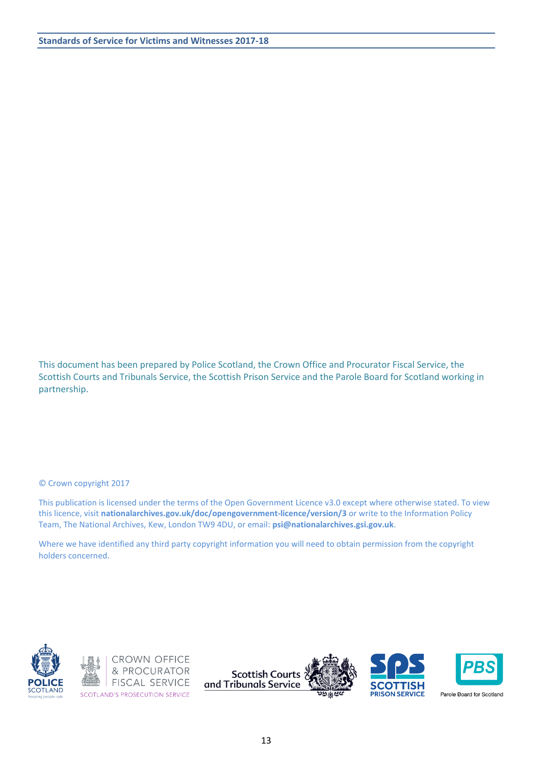This document has been prepared by Police Scotland, the Crown Office and Procurator Fiscal Service, the Scottish Courts and Tribunals Service, the Scottish Prison Service and the Parole Board for Scotland working in partnership.

© Crown copyright 2017

This publication is licensed under the terms of the Open Government Licence v3.0 except where otherwise stated. To view this licence, visit **nationalarchives.gov.uk/doc/opengovernment-licence/version/3** or write to the Information Policy Team, The National Archives, Kew, London TW9 4DU, or email: **psi@nationalarchives.gsi.gov.uk**.

Where we have identified any third party copyright information you will need to obtain permission from the copyright holders concerned.